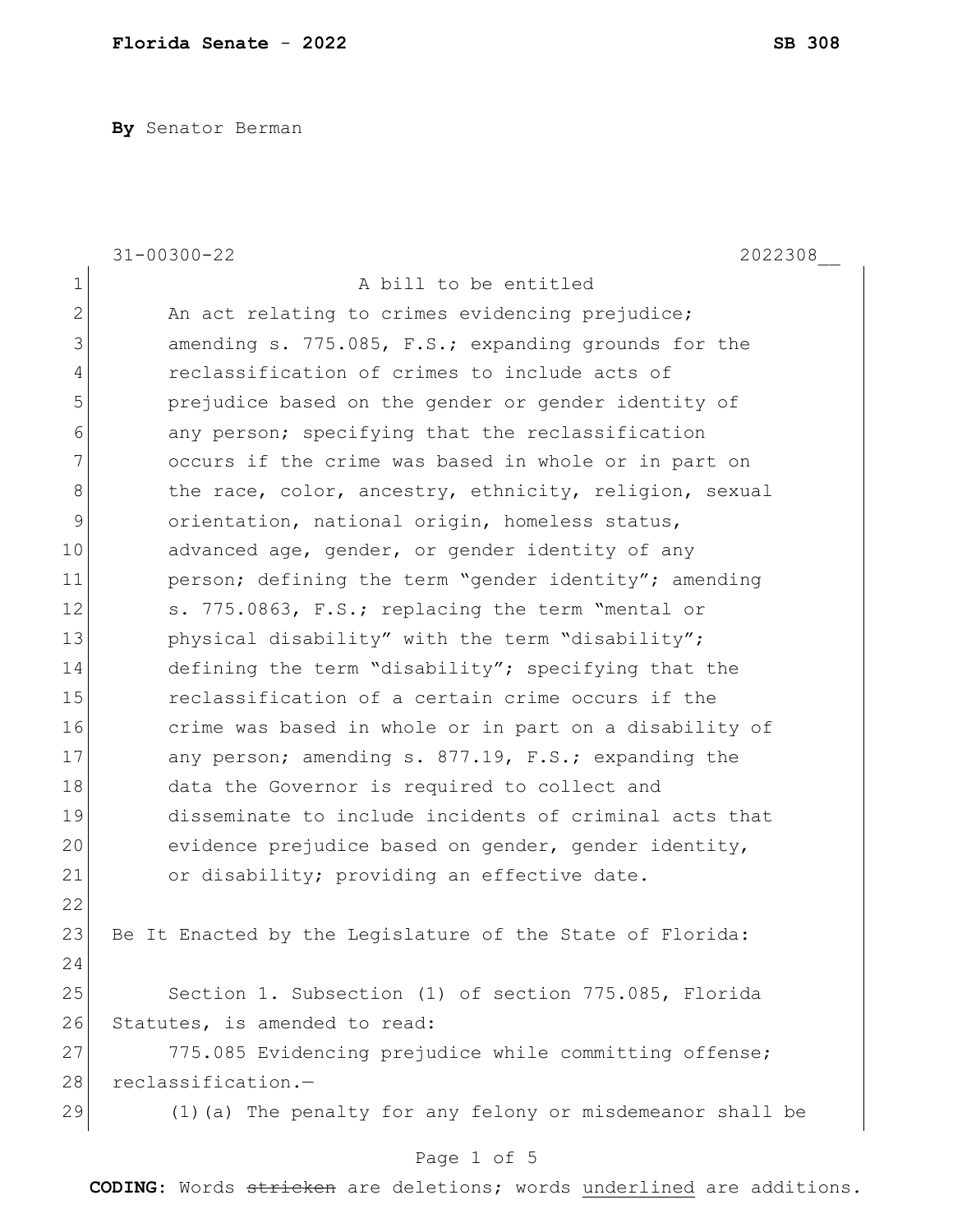**Florida Senate - 2022** **SB 308**

**By** Senator Berman

31-00300-22 2022308__

1 A bill to be entitled
2 An act relating to crimes evidencing prejudice;
3 amending s. 775.085, F.S.; expanding grounds for the
4 reclassification of crimes to include acts of
5 prejudice based on the gender or gender identity of
6 any person; specifying that the reclassification
7 occurs if the crime was based in whole or in part on
8 the race, color, ancestry, ethnicity, religion, sexual
9 orientation, national origin, homeless status,
10 advanced age, gender, or gender identity of any
11 person; defining the term "gender identity"; amending
12 s. 775.0863, F.S.; replacing the term "mental or
13 physical disability" with the term "disability";
14 defining the term "disability"; specifying that the
15 reclassification of a certain crime occurs if the
16 crime was based in whole or in part on a disability of
17 any person; amending s. 877.19, F.S.; expanding the
18 data the Governor is required to collect and
19 disseminate to include incidents of criminal acts that
20 evidence prejudice based on gender, gender identity,
21 or disability; providing an effective date.
22
23 Be It Enacted by the Legislature of the State of Florida:
24
25 Section 1. Subsection (1) of section 775.085, Florida
26 Statutes, is amended to read:
27 775.085 Evidencing prejudice while committing offense;
28 reclassification.—
29 (1)(a) The penalty for any felony or misdemeanor shall be

**CODING:** Words ~~stricken~~ are deletions; words <u>underlined</u> are additions.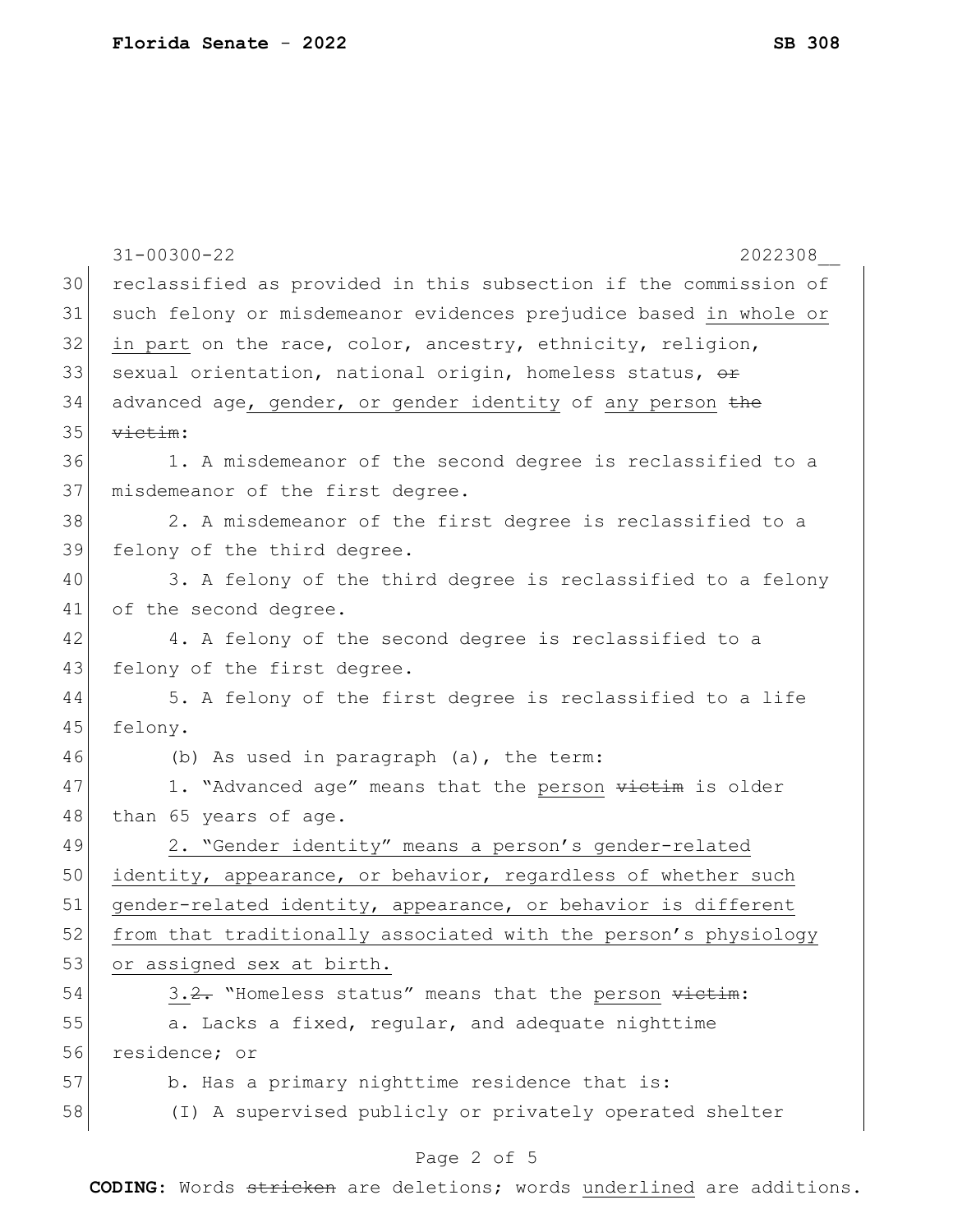reclassified as provided in this subsection if the commission of such felony or misdemeanor evidences prejudice based <u>in whole or in part</u> on the race, color, ancestry, ethnicity, religion, sexual orientation, national origin, homeless status, ~~or~~ advanced age<u>, gender, or gender identity</u> of <u>any person</u> ~~the victim~~:

1. A misdemeanor of the second degree is reclassified to a misdemeanor of the first degree.

2. A misdemeanor of the first degree is reclassified to a felony of the third degree.

3. A felony of the third degree is reclassified to a felony of the second degree.

4. A felony of the second degree is reclassified to a felony of the first degree.

5. A felony of the first degree is reclassified to a life felony.

(b) As used in paragraph (a), the term:

1. "Advanced age" means that the <u>person</u> ~~victim~~ is older than 65 years of age.

<u>2. "Gender identity" means a person's gender-related identity, appearance, or behavior, regardless of whether such gender-related identity, appearance, or behavior is different from that traditionally associated with the person's physiology or assigned sex at birth.</u>

<u>3.</u>~~2.~~ "Homeless status" means that the <u>person</u> ~~victim~~:

a. Lacks a fixed, regular, and adequate nighttime residence; or

b. Has a primary nighttime residence that is:

(I) A supervised publicly or privately operated shelter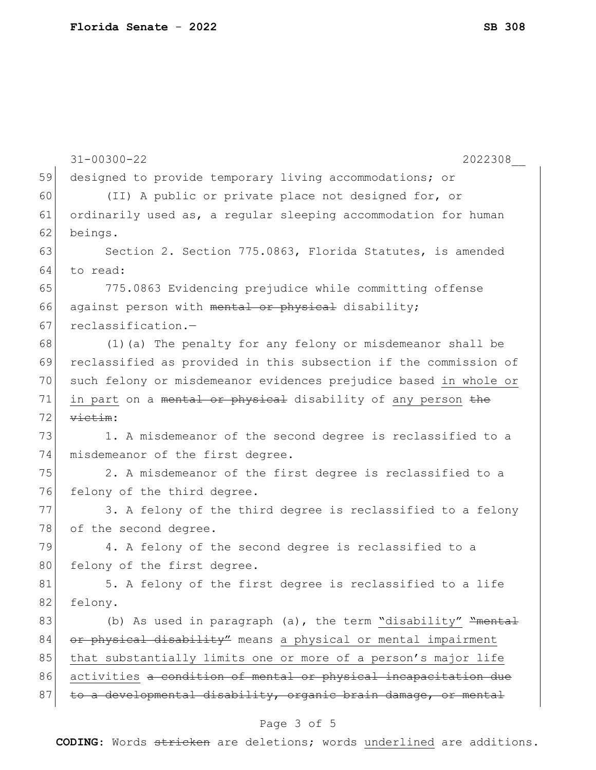designed to provide temporary living accommodations; or

(II) A public or private place not designed for, or ordinarily used as, a regular sleeping accommodation for human beings.

Section 2. Section 775.0863, Florida Statutes, is amended to read:

775.0863 Evidencing prejudice while committing offense against person with ~~mental or physical~~ disability; reclassification.—

(1)(a) The penalty for any felony or misdemeanor shall be reclassified as provided in this subsection if the commission of such felony or misdemeanor evidences prejudice based <u>in whole or in part</u> on a ~~mental or physical~~ disability of <u>any person</u> ~~the victim~~:

1. A misdemeanor of the second degree is reclassified to a misdemeanor of the first degree.

2. A misdemeanor of the first degree is reclassified to a felony of the third degree.

3. A felony of the third degree is reclassified to a felony of the second degree.

4. A felony of the second degree is reclassified to a felony of the first degree.

5. A felony of the first degree is reclassified to a life felony.

(b) As used in paragraph (a), the term <u>"disability"</u> ~~"mental or physical disability"~~ means <u>a physical or mental impairment that substantially limits one or more of a person's major life activities</u> ~~a condition of mental or physical incapacitation due to a developmental disability, organic brain damage, or mental~~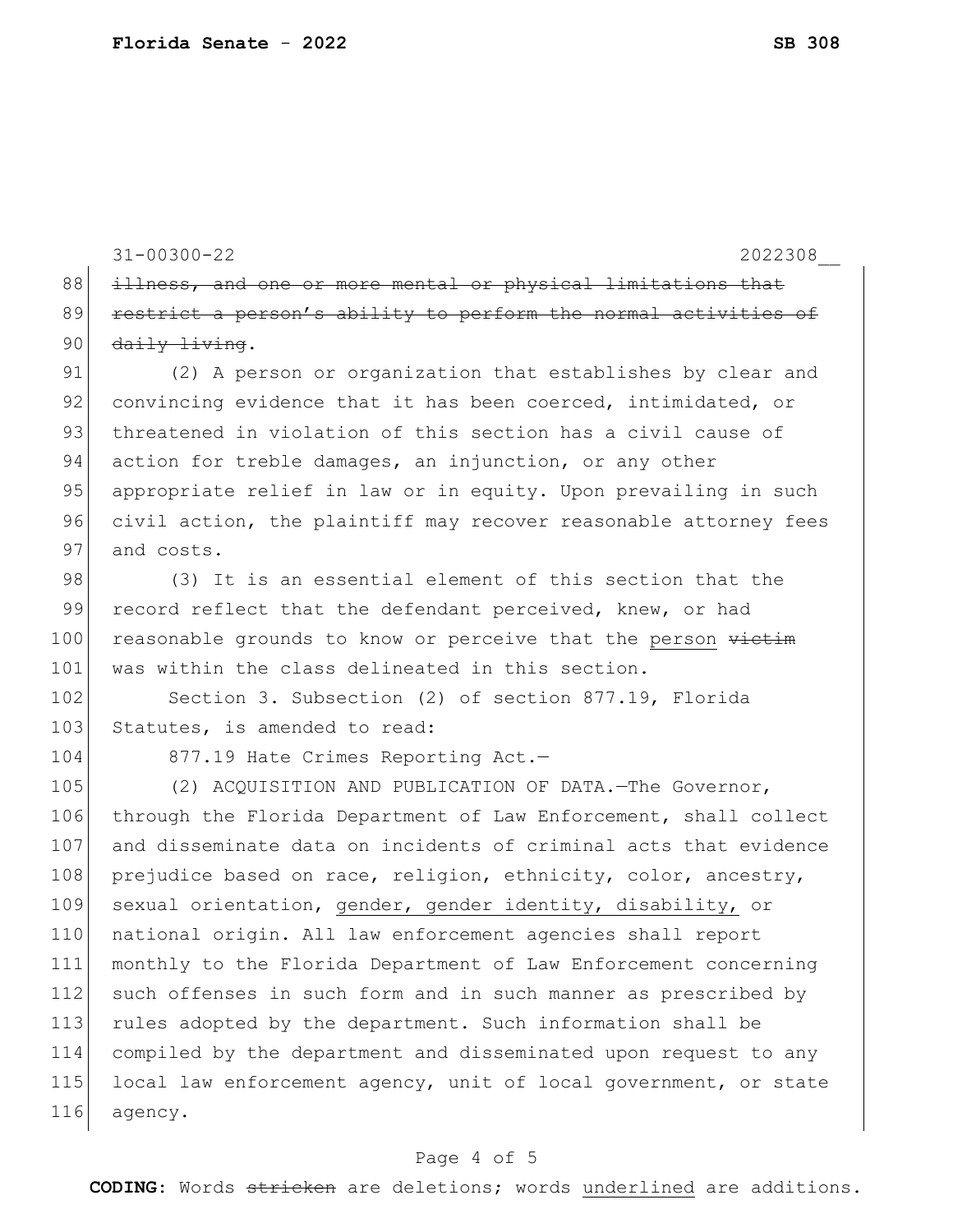~~illness, and one or more mental or physical limitations that restrict a person's ability to perform the normal activities of daily living~~.

(2) A person or organization that establishes by clear and convincing evidence that it has been coerced, intimidated, or threatened in violation of this section has a civil cause of action for treble damages, an injunction, or any other appropriate relief in law or in equity. Upon prevailing in such civil action, the plaintiff may recover reasonable attorney fees and costs.

(3) It is an essential element of this section that the record reflect that the defendant perceived, knew, or had reasonable grounds to know or perceive that the <u>person</u> ~~victim~~ was within the class delineated in this section.

Section 3. Subsection (2) of section 877.19, Florida Statutes, is amended to read:

877.19 Hate Crimes Reporting Act.—

(2) ACQUISITION AND PUBLICATION OF DATA.—The Governor, through the Florida Department of Law Enforcement, shall collect and disseminate data on incidents of criminal acts that evidence prejudice based on race, religion, ethnicity, color, ancestry, sexual orientation, <u>gender, gender identity, disability,</u> or national origin. All law enforcement agencies shall report monthly to the Florida Department of Law Enforcement concerning such offenses in such form and in such manner as prescribed by rules adopted by the department. Such information shall be compiled by the department and disseminated upon request to any local law enforcement agency, unit of local government, or state agency.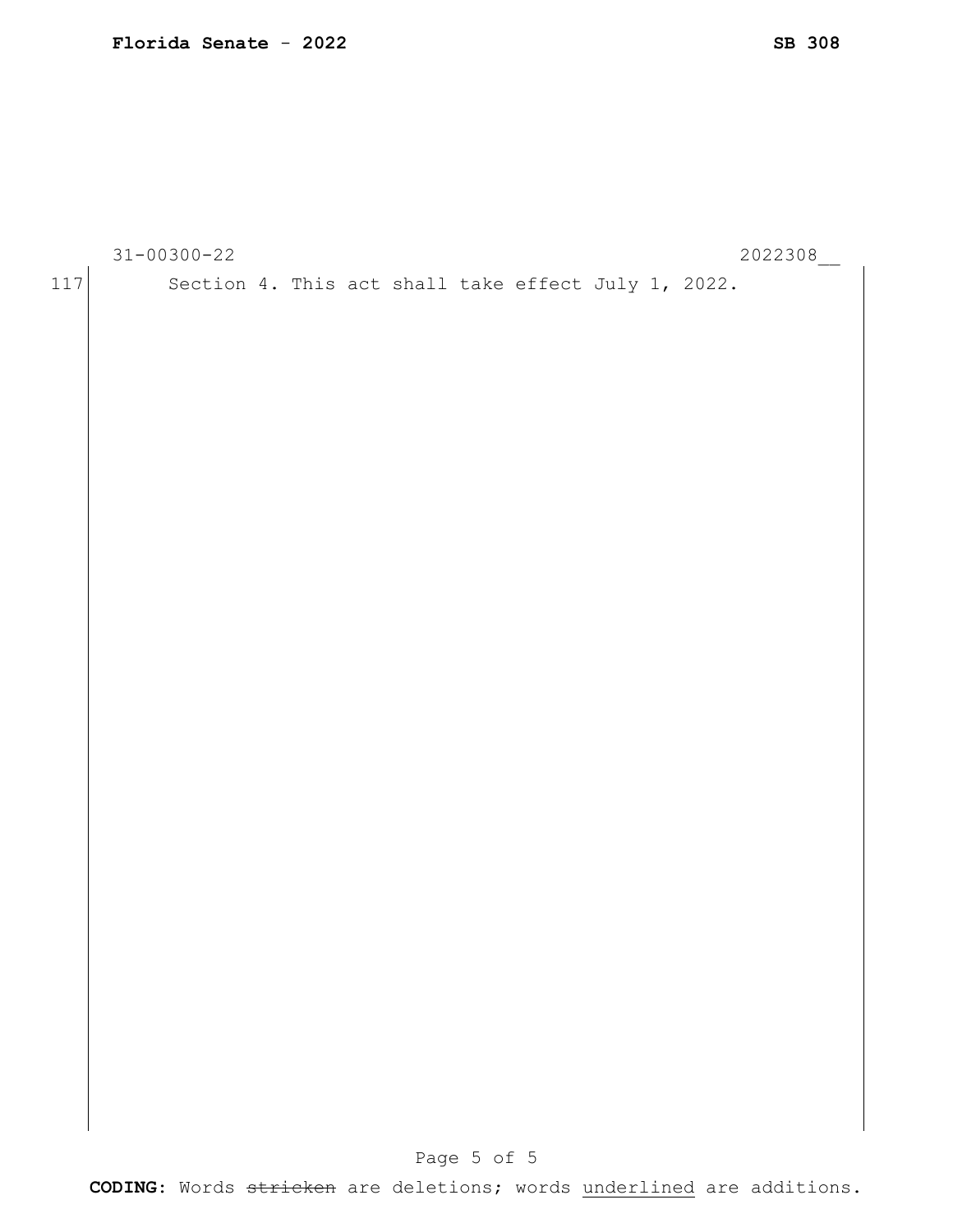31-00300-22 2022308__

117 Section 4. This act shall take effect July 1, 2022.

**CODING:** Words ~~stricken~~ are deletions; words underlined are additions.